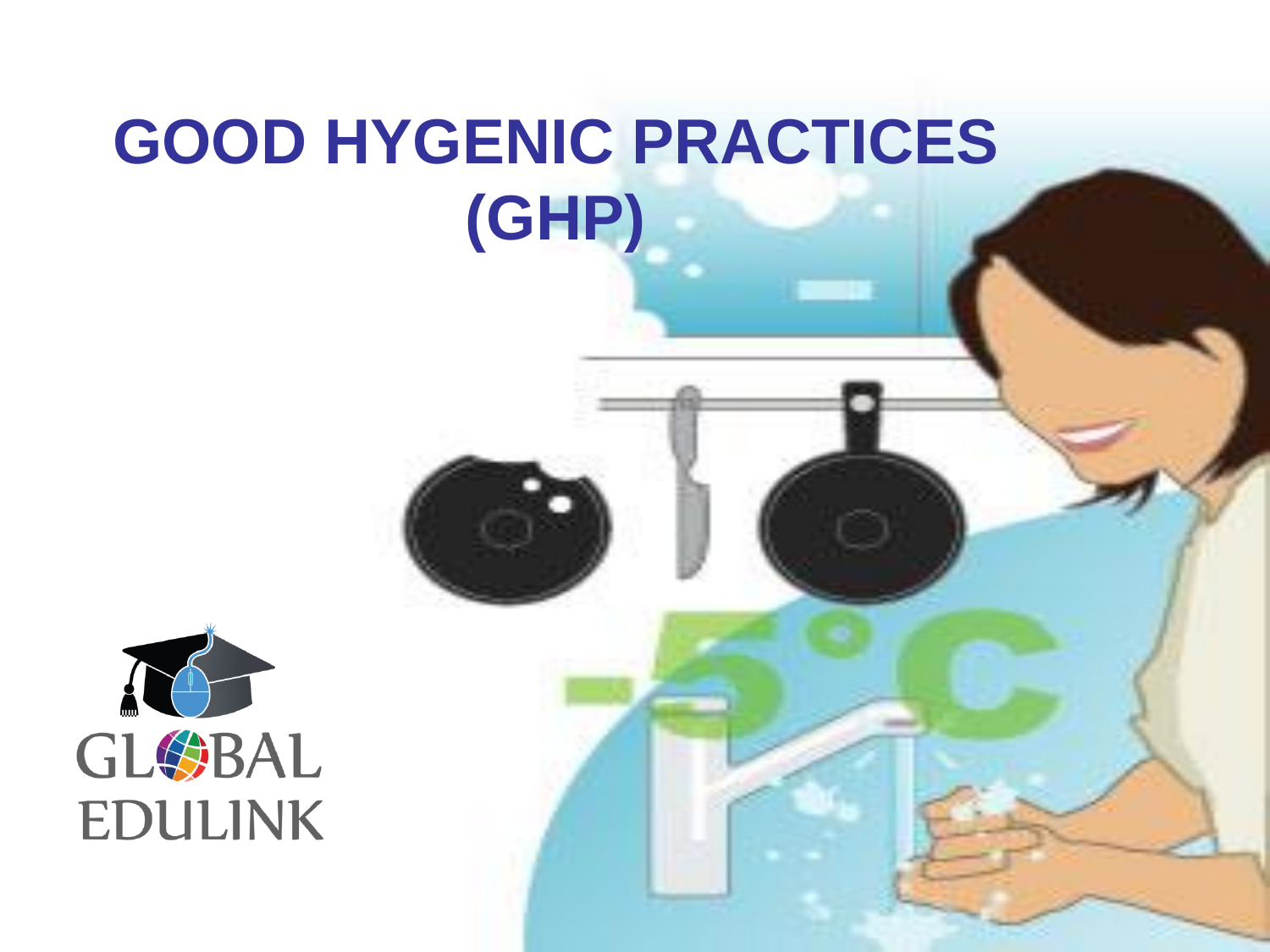# GOOD HYGENIC PRACTICES (GHP)

GLOBAL EDULINK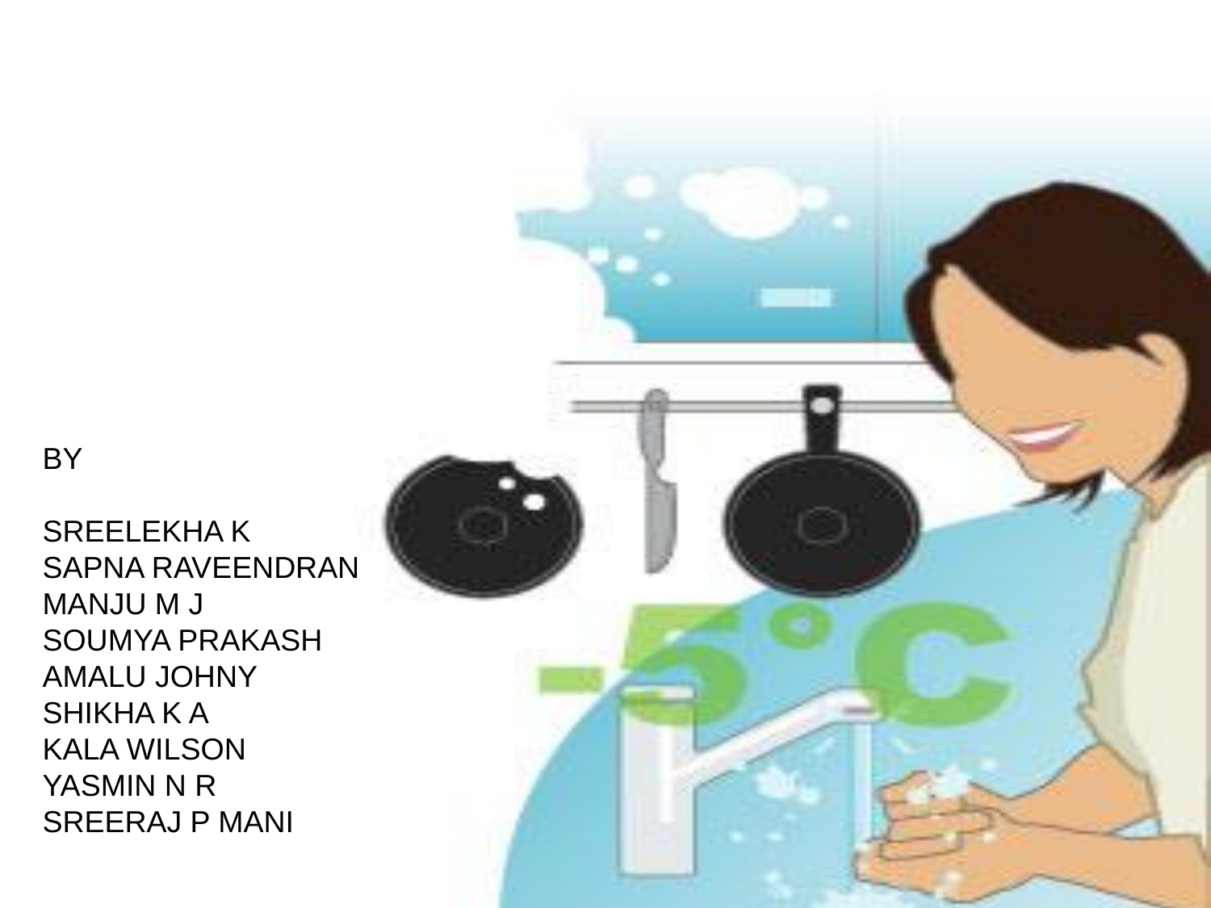BY

SREELEKHA K
SAPNA RAVEENDRAN
MANJU M J
SOUMYA PRAKASH
AMALU JOHNY
SHIKHA K A
KALA WILSON
YASMIN N R
SREERAJ P MANI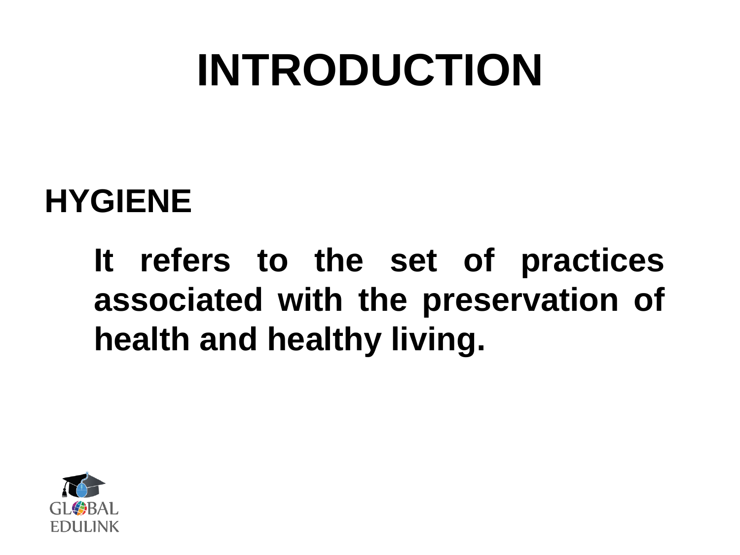# INTRODUCTION

## HYGIENE

**It refers to the set of practices associated with the preservation of health and healthy living.**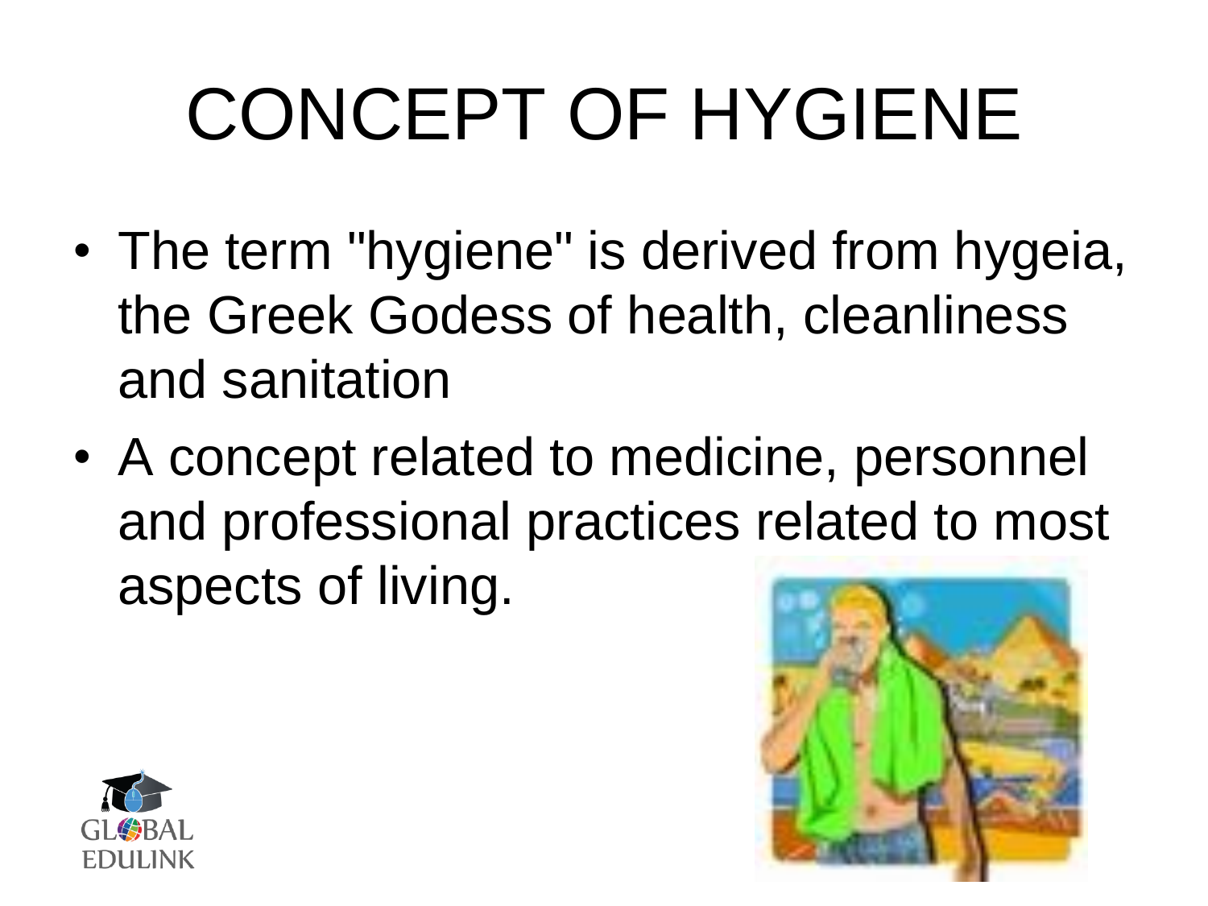# CONCEPT OF HYGIENE

- The term "hygiene" is derived from hygeia, the Greek Godess of health, cleanliness and sanitation
- A concept related to medicine, personnel and professional practices related to most aspects of living.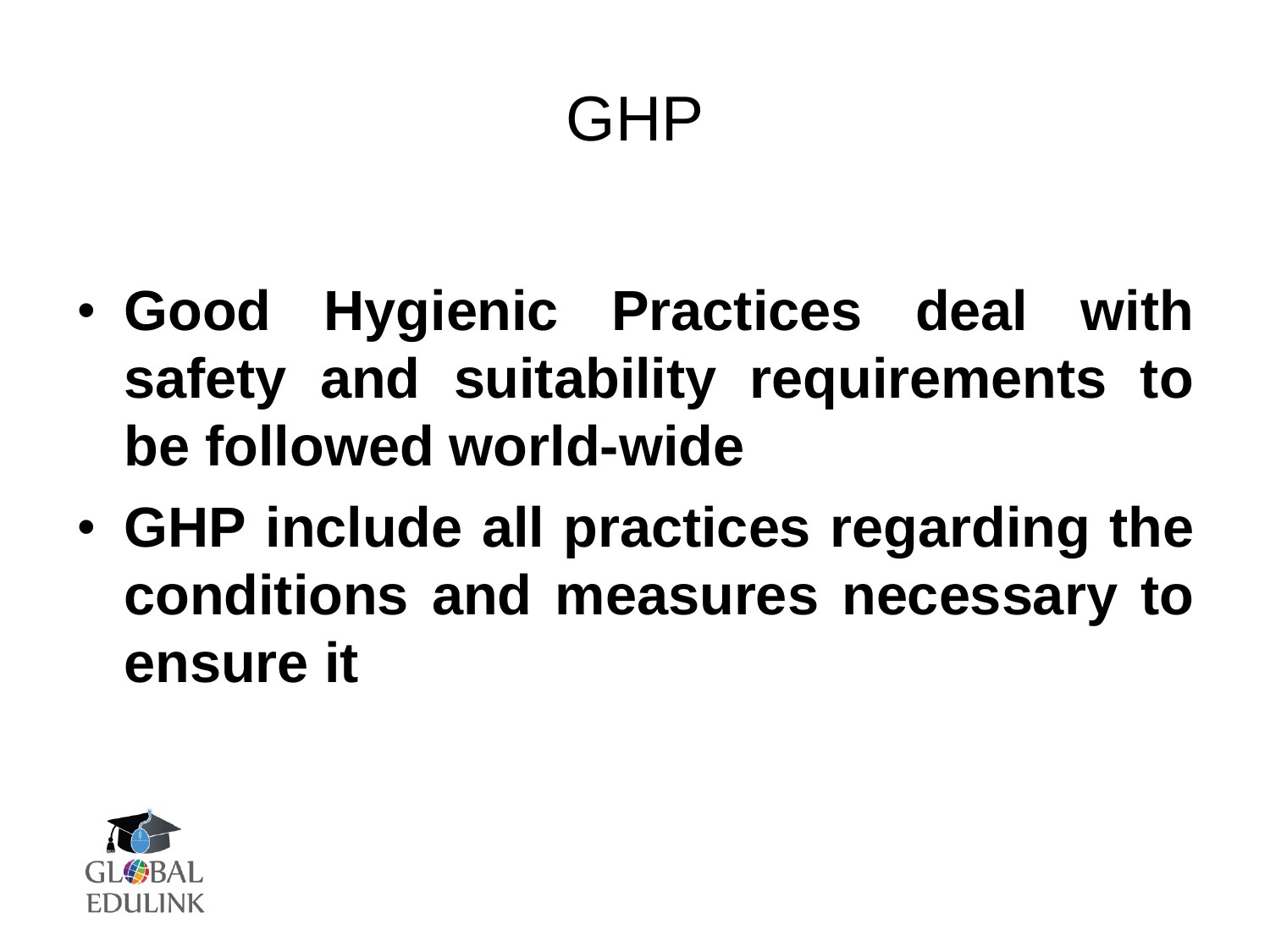# GHP

- **Good Hygienic Practices deal with safety and suitability requirements to be followed world-wide**
- **GHP include all practices regarding the conditions and measures necessary to ensure it**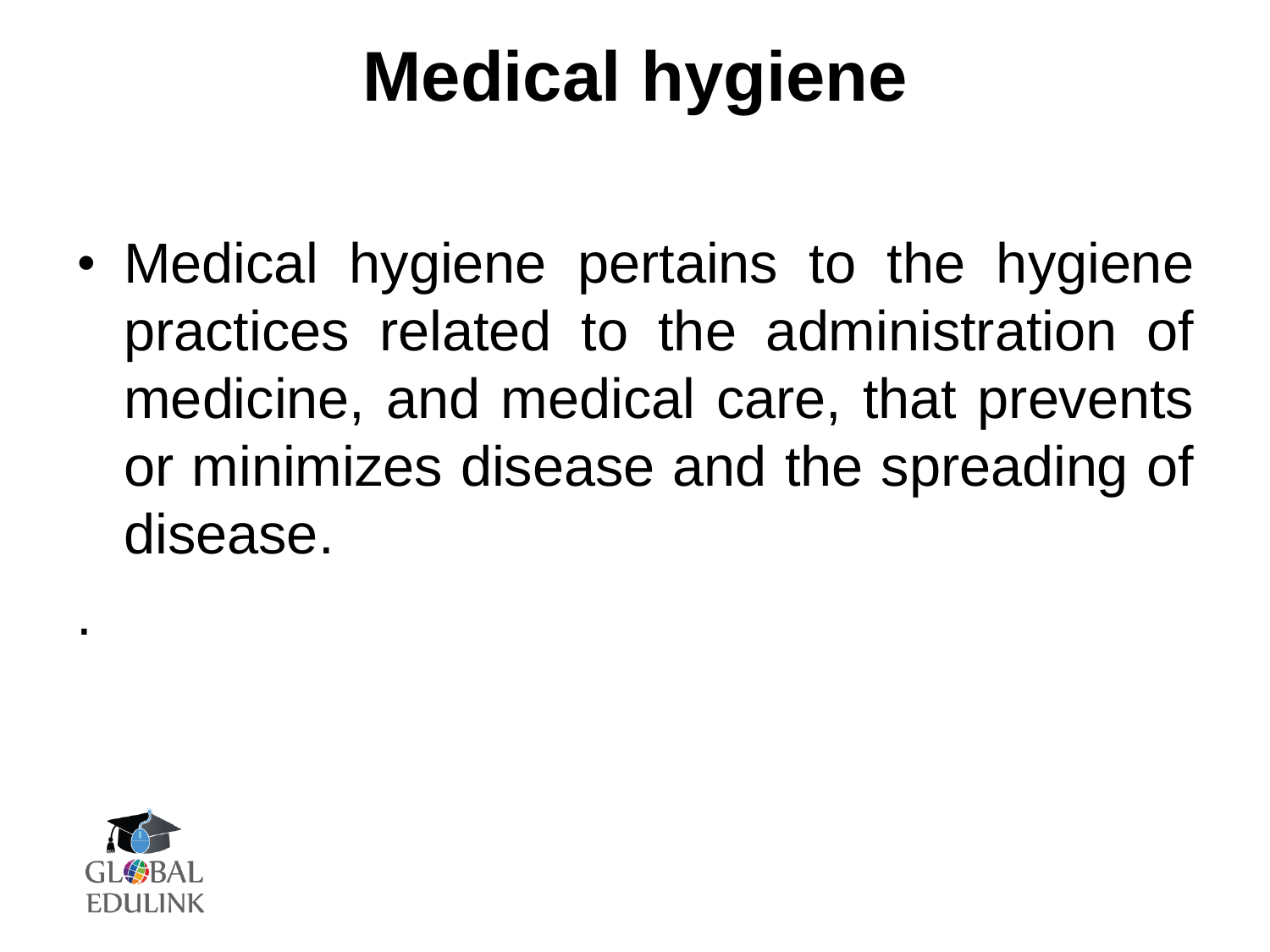# Medical hygiene

- Medical hygiene pertains to the hygiene practices related to the administration of medicine, and medical care, that prevents or minimizes disease and the spreading of disease.

.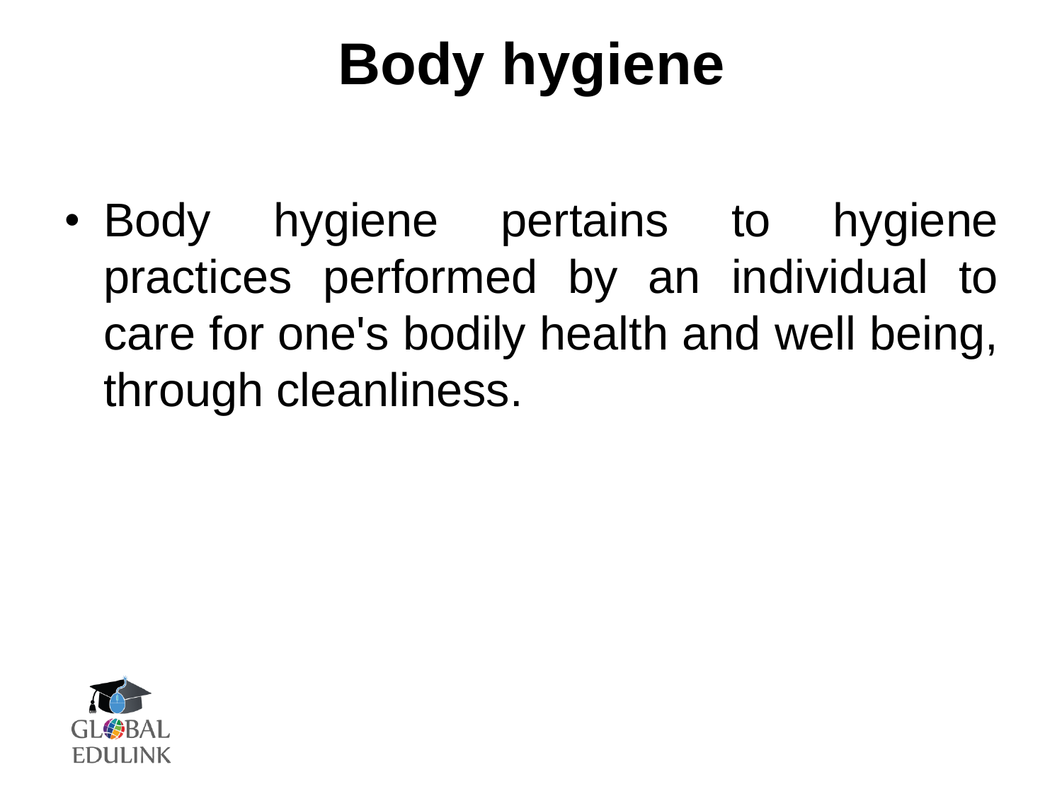# Body hygiene

- Body hygiene pertains to hygiene practices performed by an individual to care for one's bodily health and well being, through cleanliness.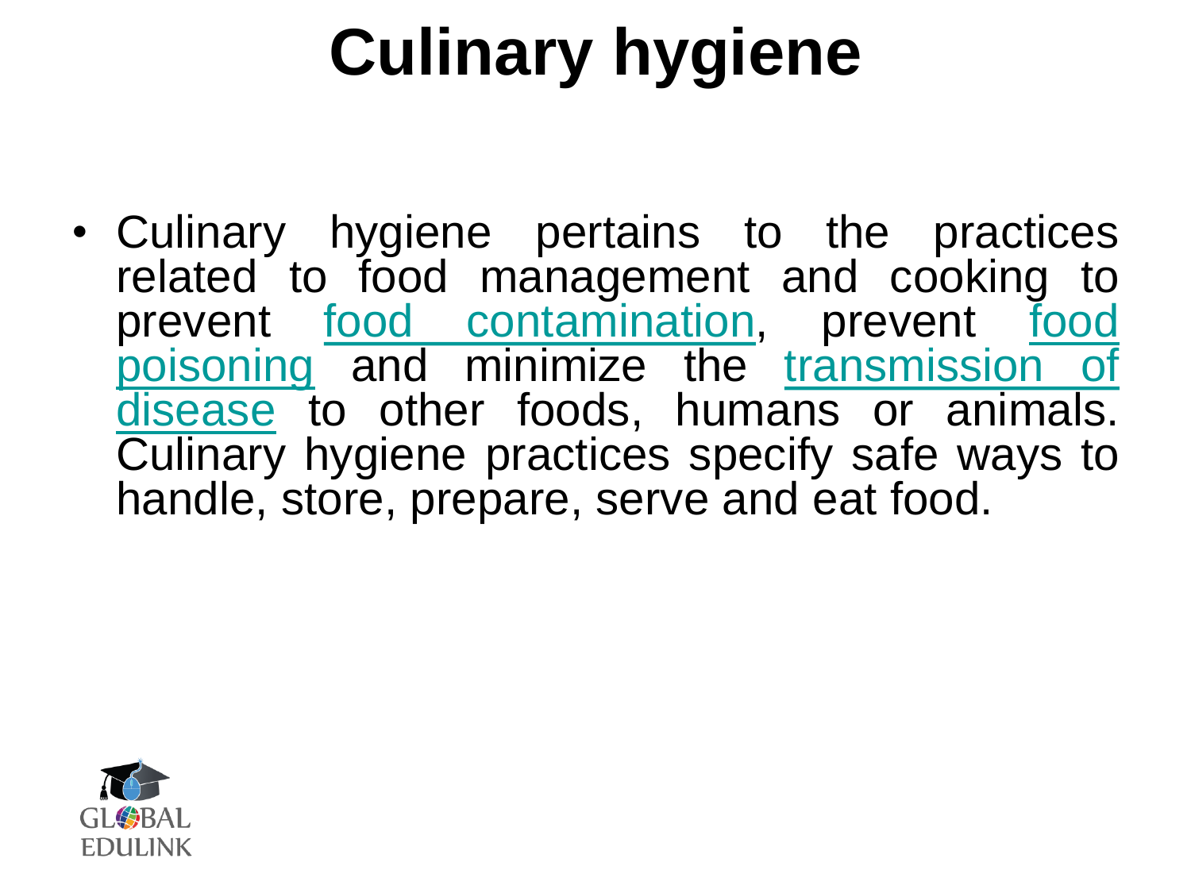# Culinary hygiene

- Culinary hygiene pertains to the practices related to food management and cooking to prevent food contamination, prevent food poisoning and minimize the transmission of disease to other foods, humans or animals. Culinary hygiene practices specify safe ways to handle, store, prepare, serve and eat food.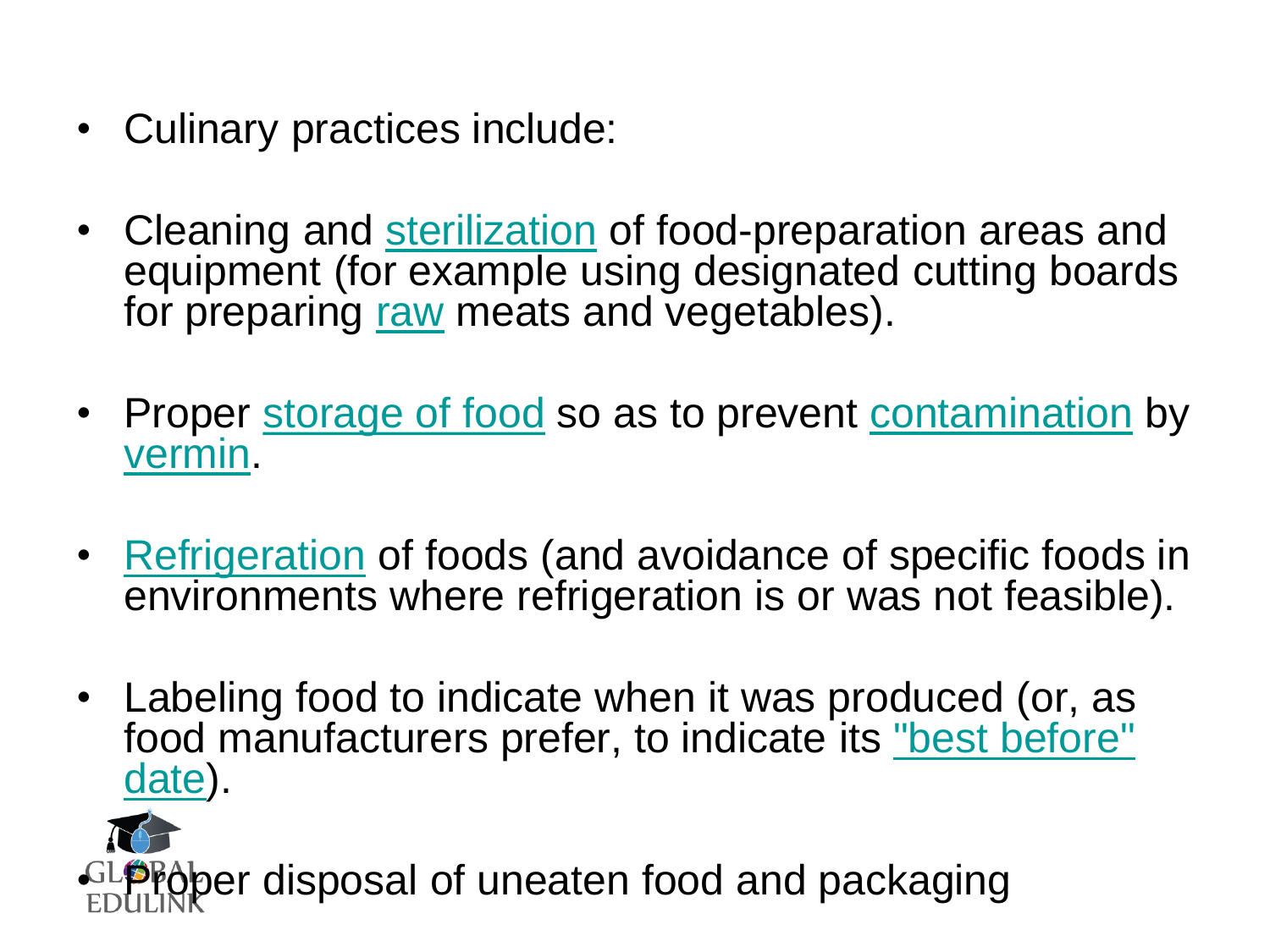- Culinary practices include:
- Cleaning and sterilization of food-preparation areas and equipment (for example using designated cutting boards for preparing raw meats and vegetables).
- Proper storage of food so as to prevent contamination by vermin.
- Refrigeration of foods (and avoidance of specific foods in environments where refrigeration is or was not feasible).
- Labeling food to indicate when it was produced (or, as food manufacturers prefer, to indicate its "best before" date).
- Proper disposal of uneaten food and packaging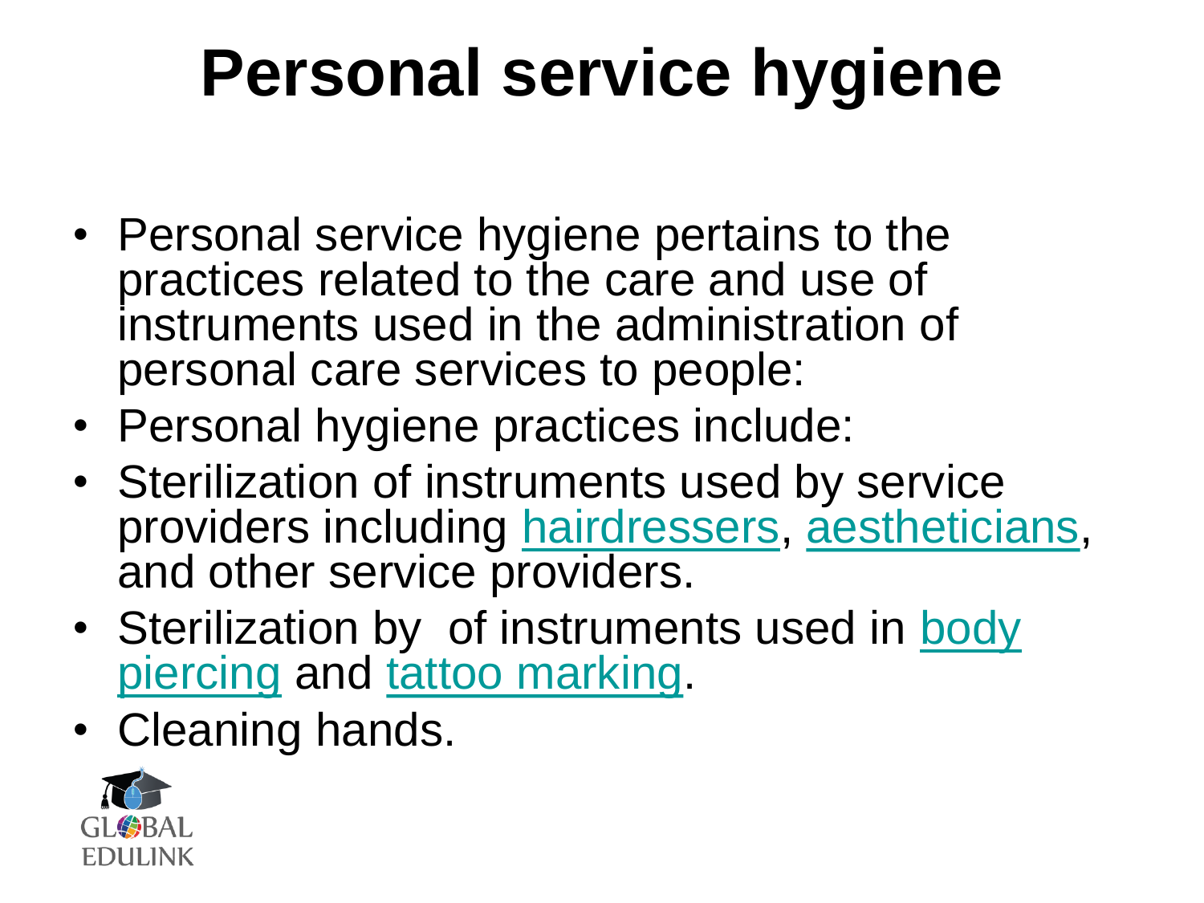# Personal service hygiene

- Personal service hygiene pertains to the practices related to the care and use of instruments used in the administration of personal care services to people:
- Personal hygiene practices include:
- Sterilization of instruments used by service providers including hairdressers, aestheticians, and other service providers.
- Sterilization by  of instruments used in body piercing and tattoo marking.
- Cleaning hands.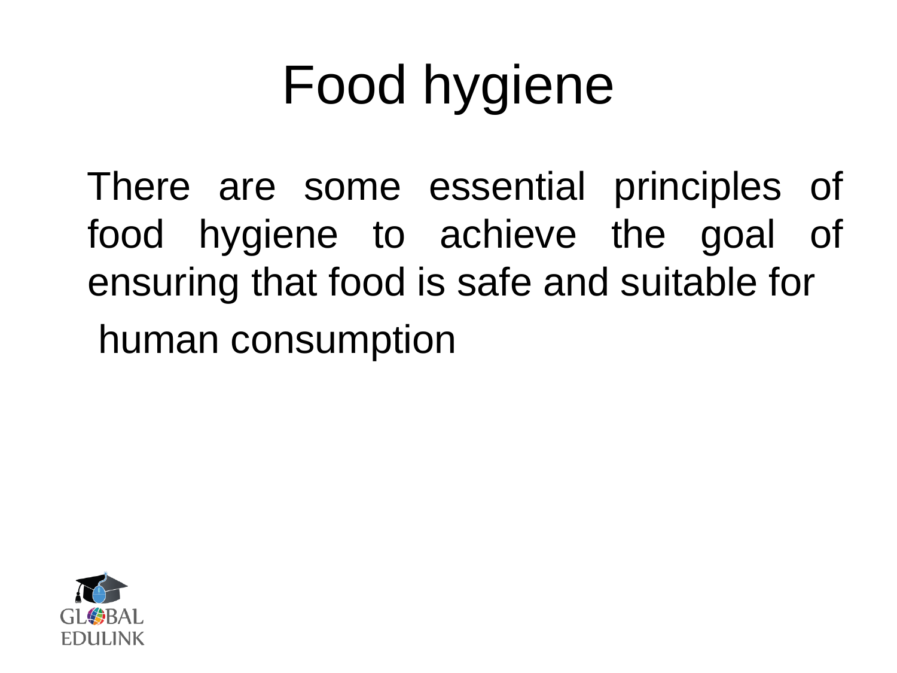# Food hygiene

There are some essential principles of food hygiene to achieve the goal of ensuring that food is safe and suitable for human consumption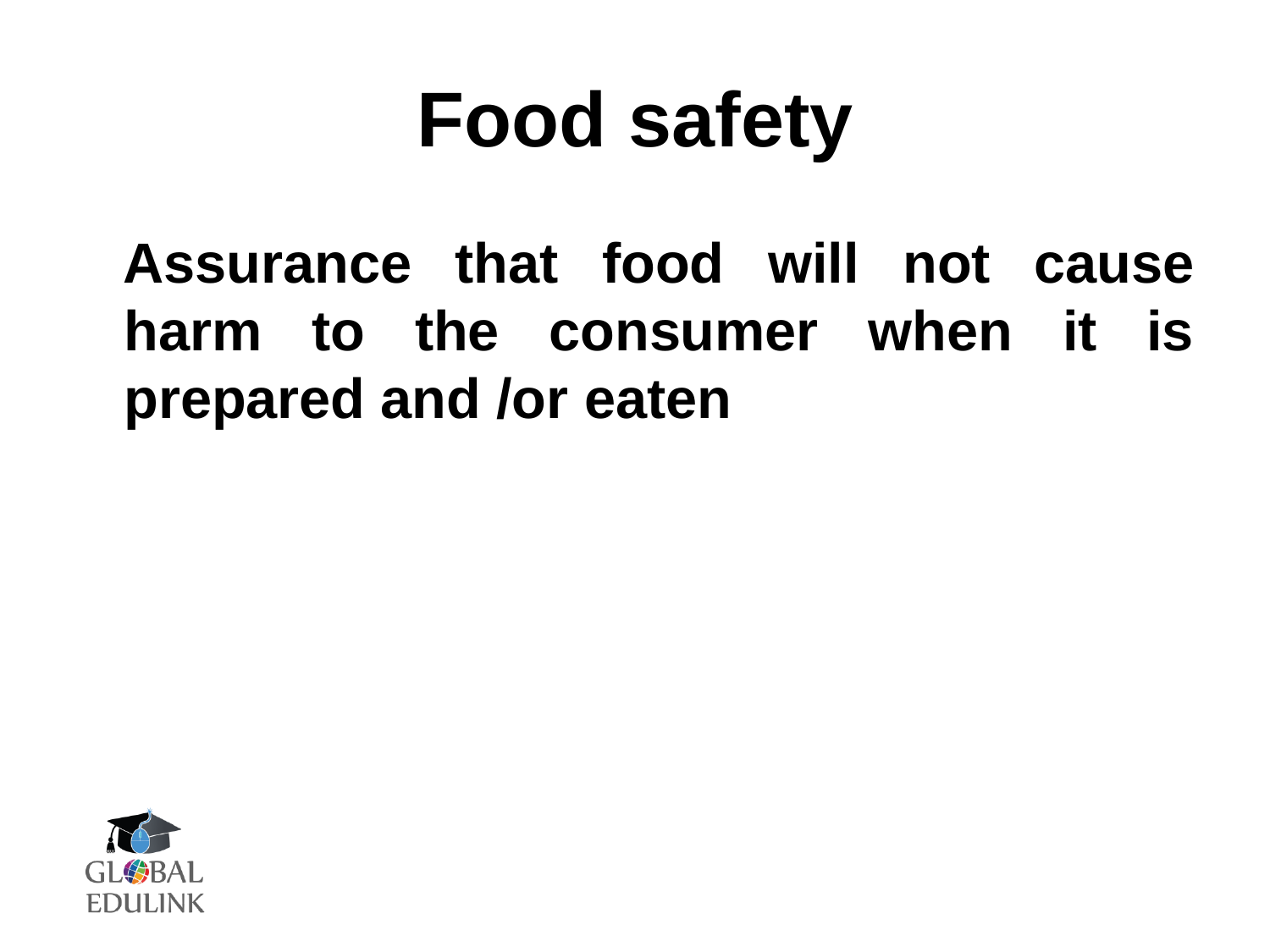# Food safety

**Assurance that food will not cause harm to the consumer when it is prepared and /or eaten**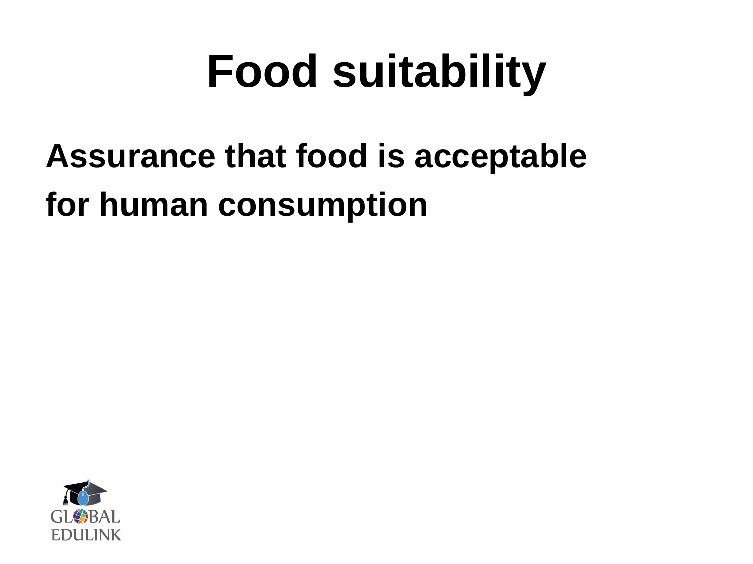# Food suitability

**Assurance that food is acceptable for human consumption**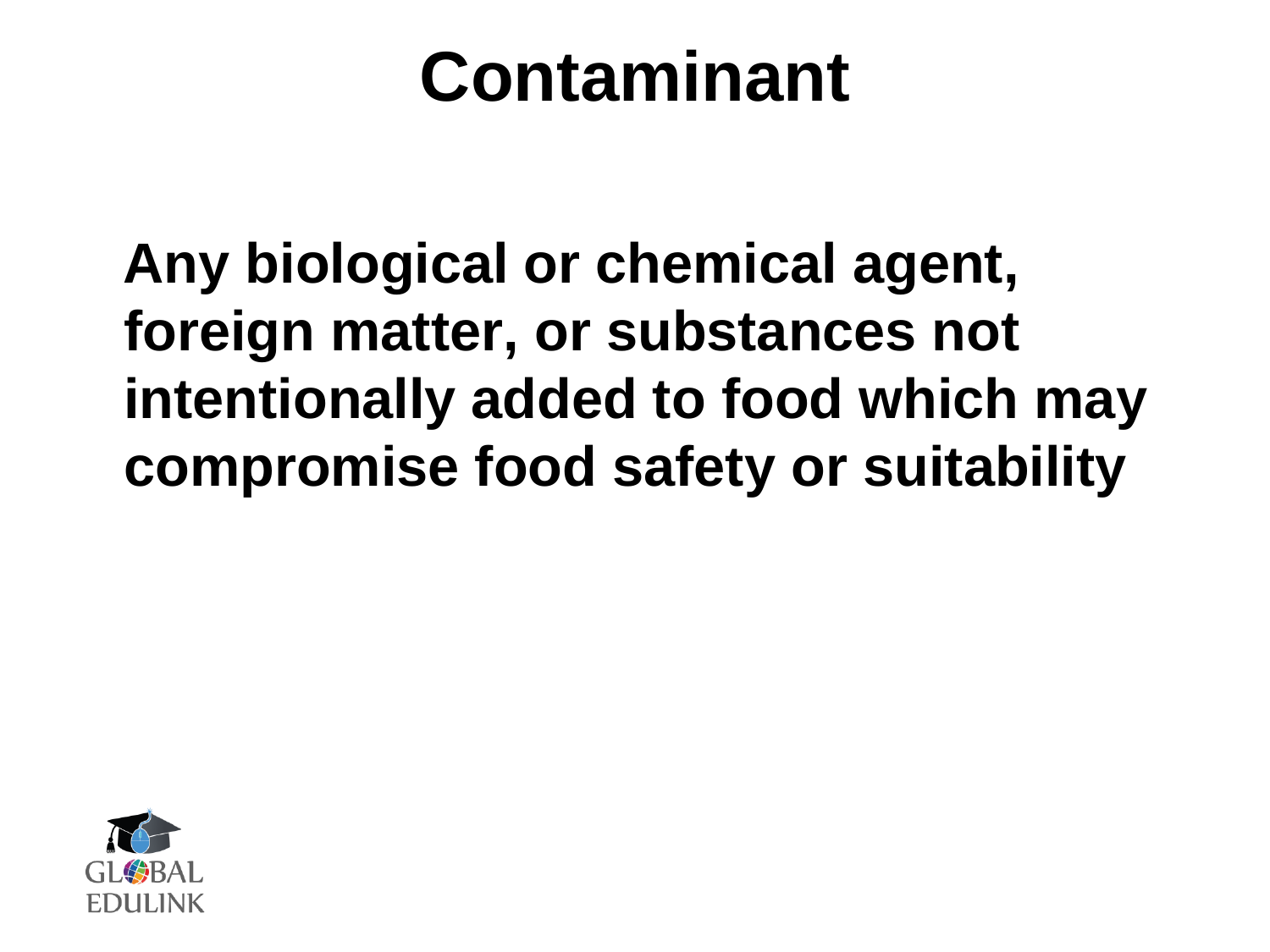# Contaminant

**Any biological or chemical agent, foreign matter, or substances not intentionally added to food which may compromise food safety or suitability**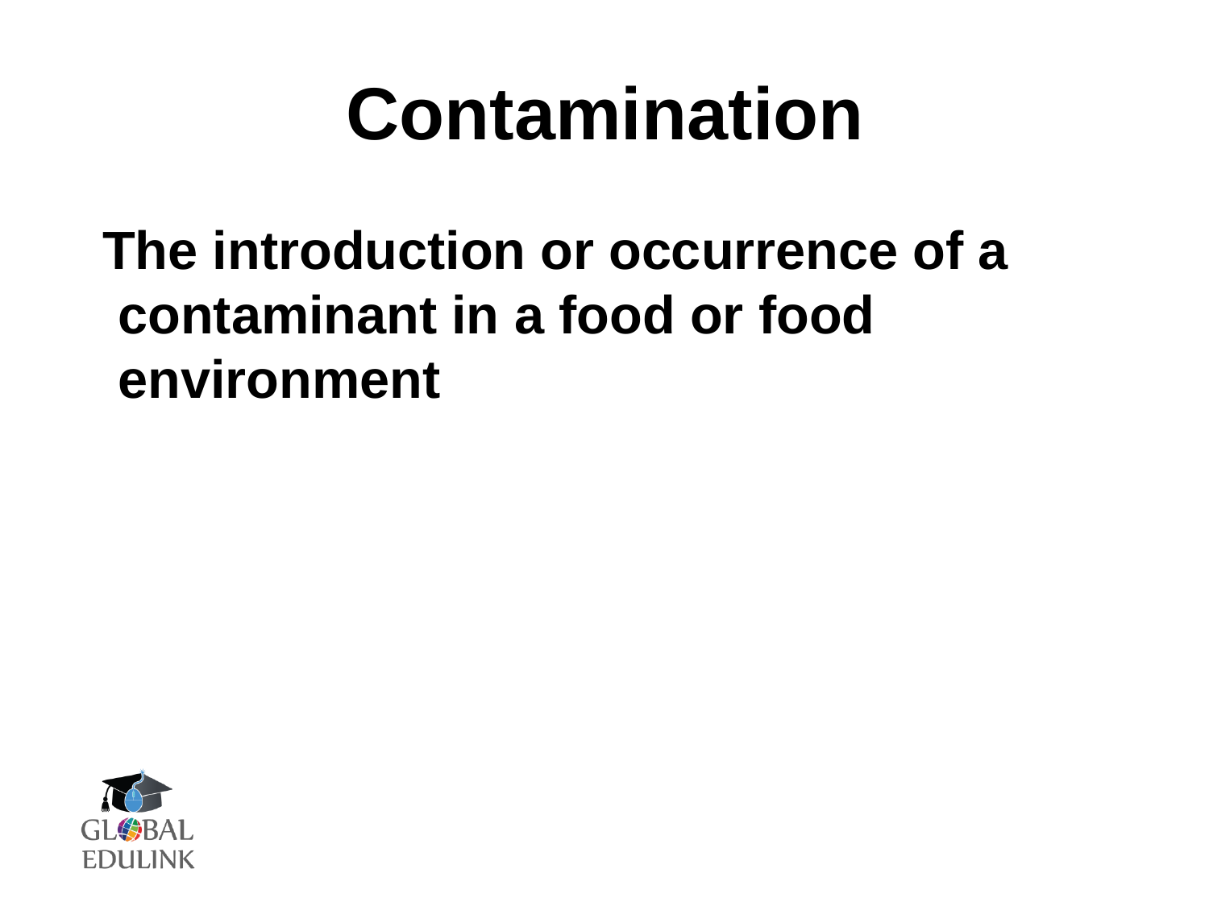# Contamination

**The introduction or occurrence of a contaminant in a food or food environment**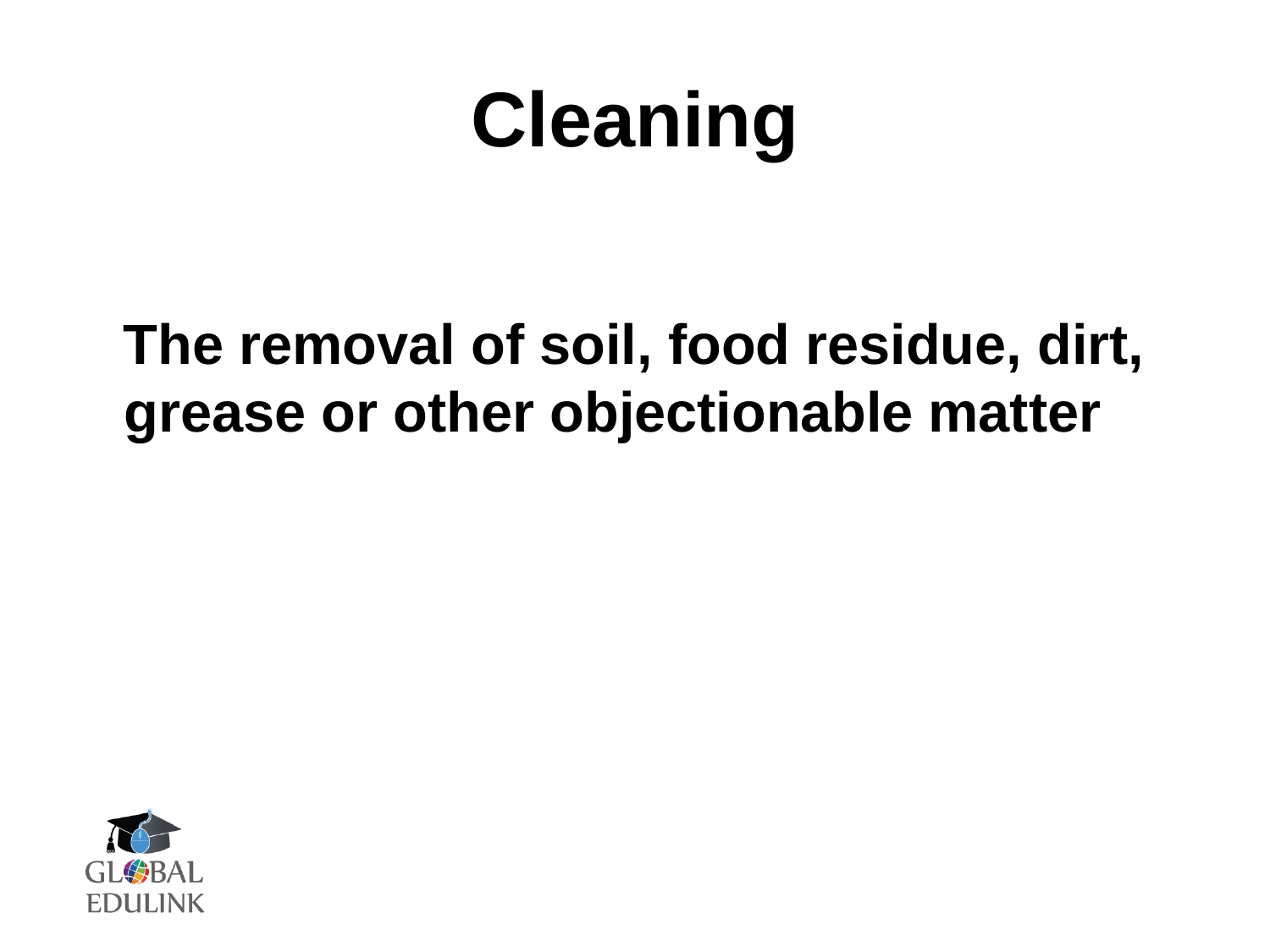# Cleaning

**The removal of soil, food residue, dirt, grease or other objectionable matter**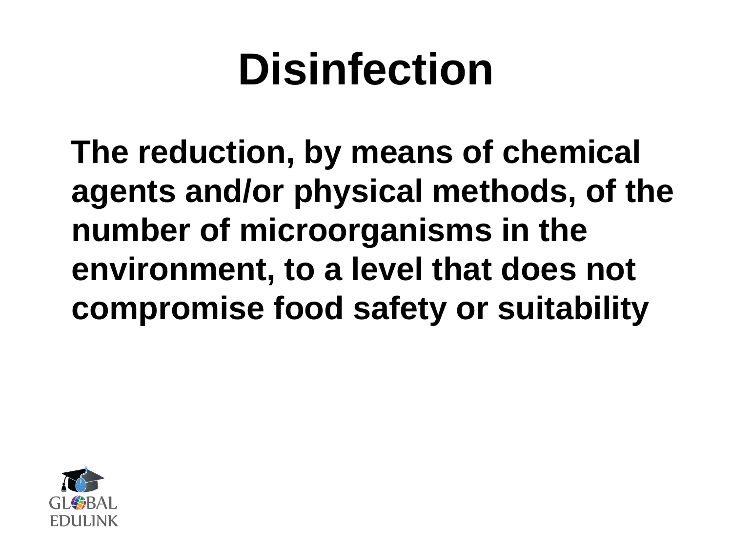# Disinfection

**The reduction, by means of chemical agents and/or physical methods, of the number of microorganisms in the environment, to a level that does not compromise food safety or suitability**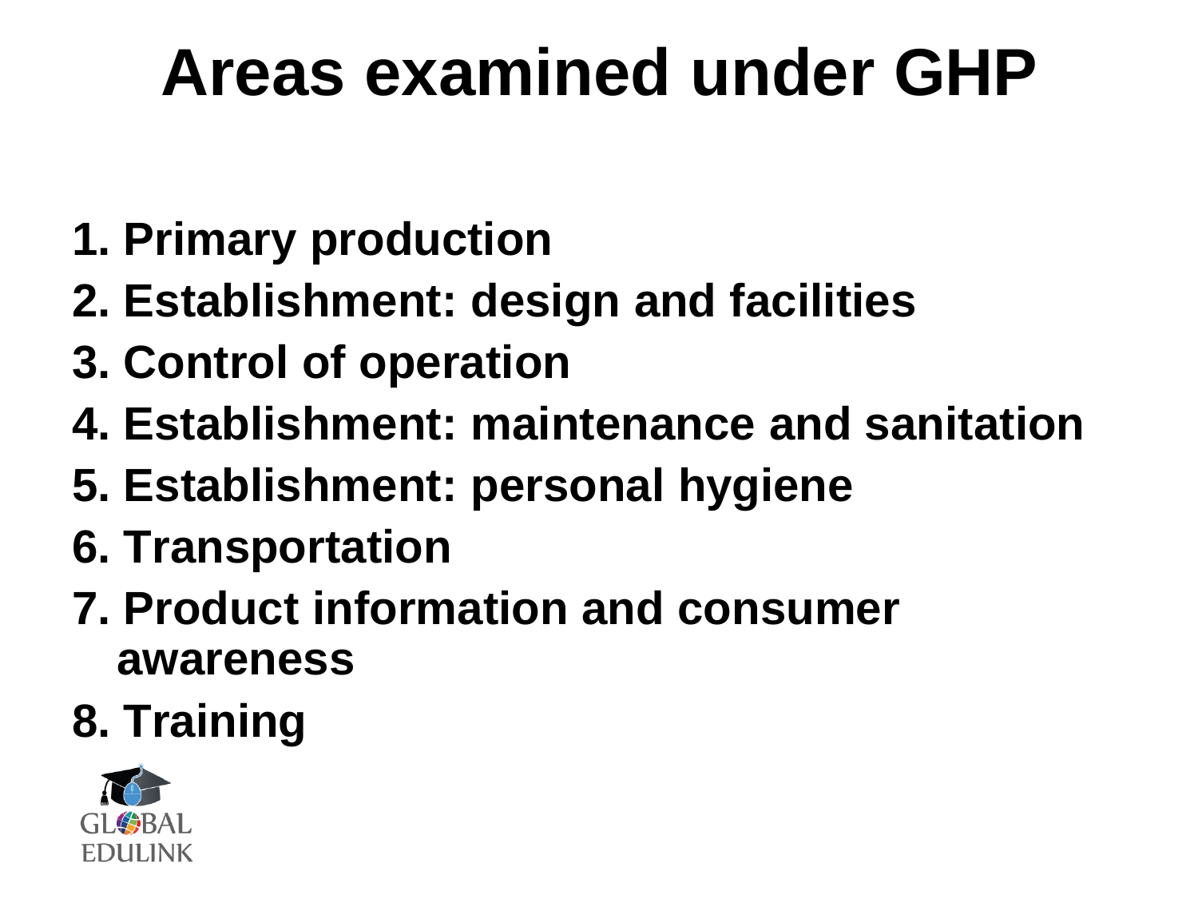# Areas examined under GHP

1. Primary production
2. Establishment: design and facilities
3. Control of operation
4. Establishment: maintenance and sanitation
5. Establishment: personal hygiene
6. Transportation
7. Product information and consumer awareness
8. Training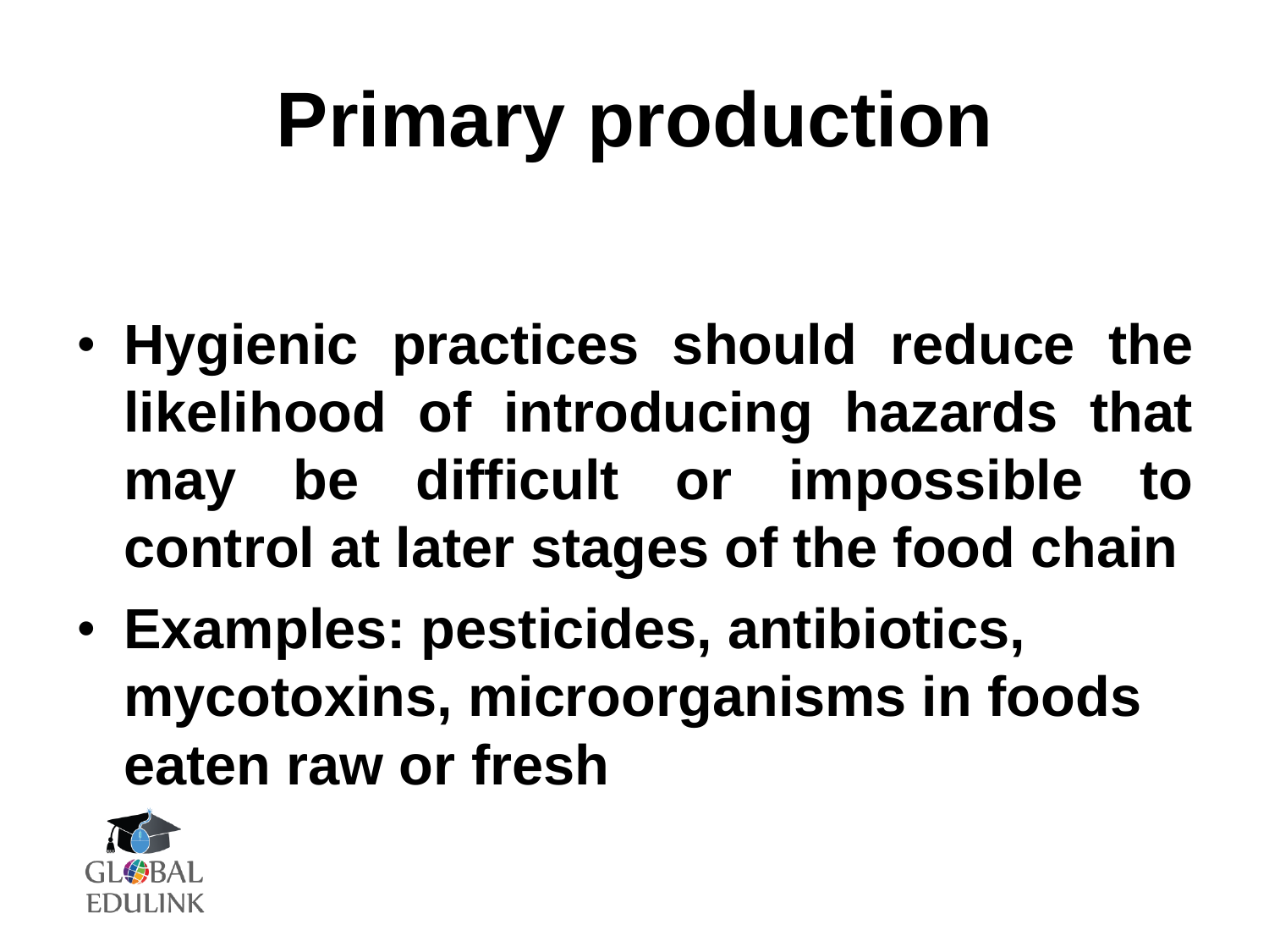# Primary production

- **Hygienic practices should reduce the likelihood of introducing hazards that may be difficult or impossible to control at later stages of the food chain**
- **Examples: pesticides, antibiotics, mycotoxins, microorganisms in foods eaten raw or fresh**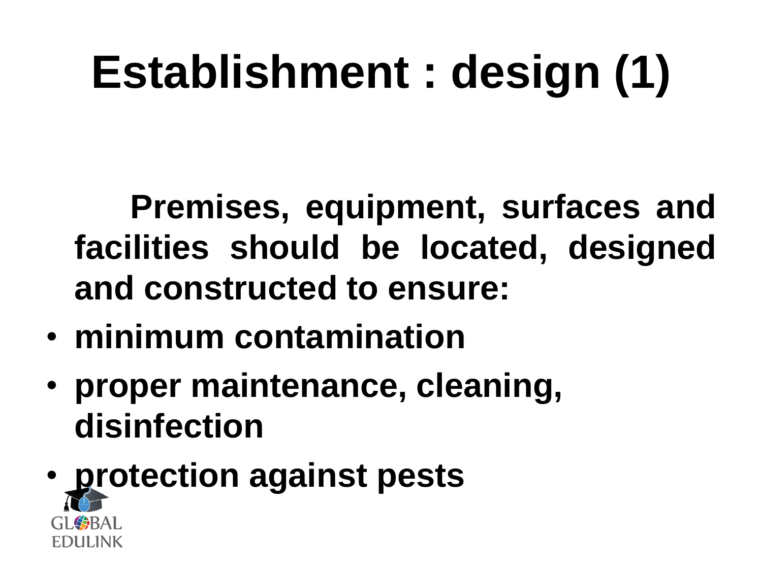# Establishment : design (1)

**Premises, equipment, surfaces and facilities should be located, designed and constructed to ensure:**

- **minimum contamination**
- **proper maintenance, cleaning, disinfection**
- **protection against pests**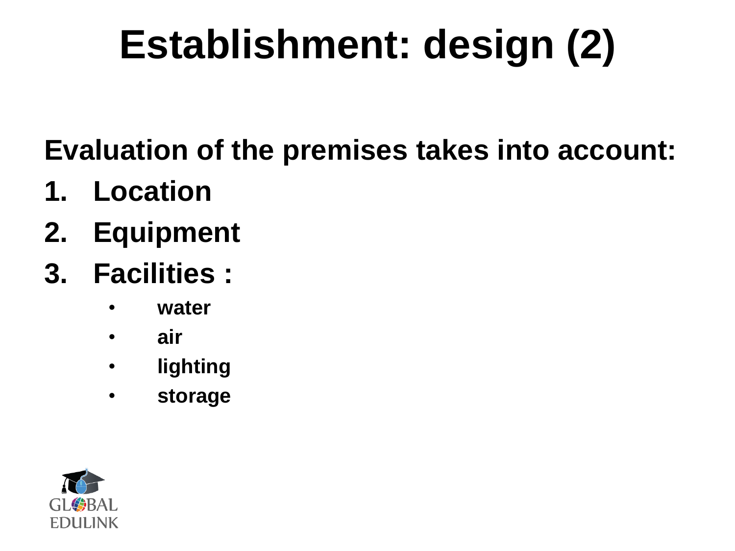# Establishment: design (2)

**Evaluation of the premises takes into account:**

1. **Location**
2. **Equipment**
3. **Facilities :**
    - **water**
    - **air**
    - **lighting**
    - **storage**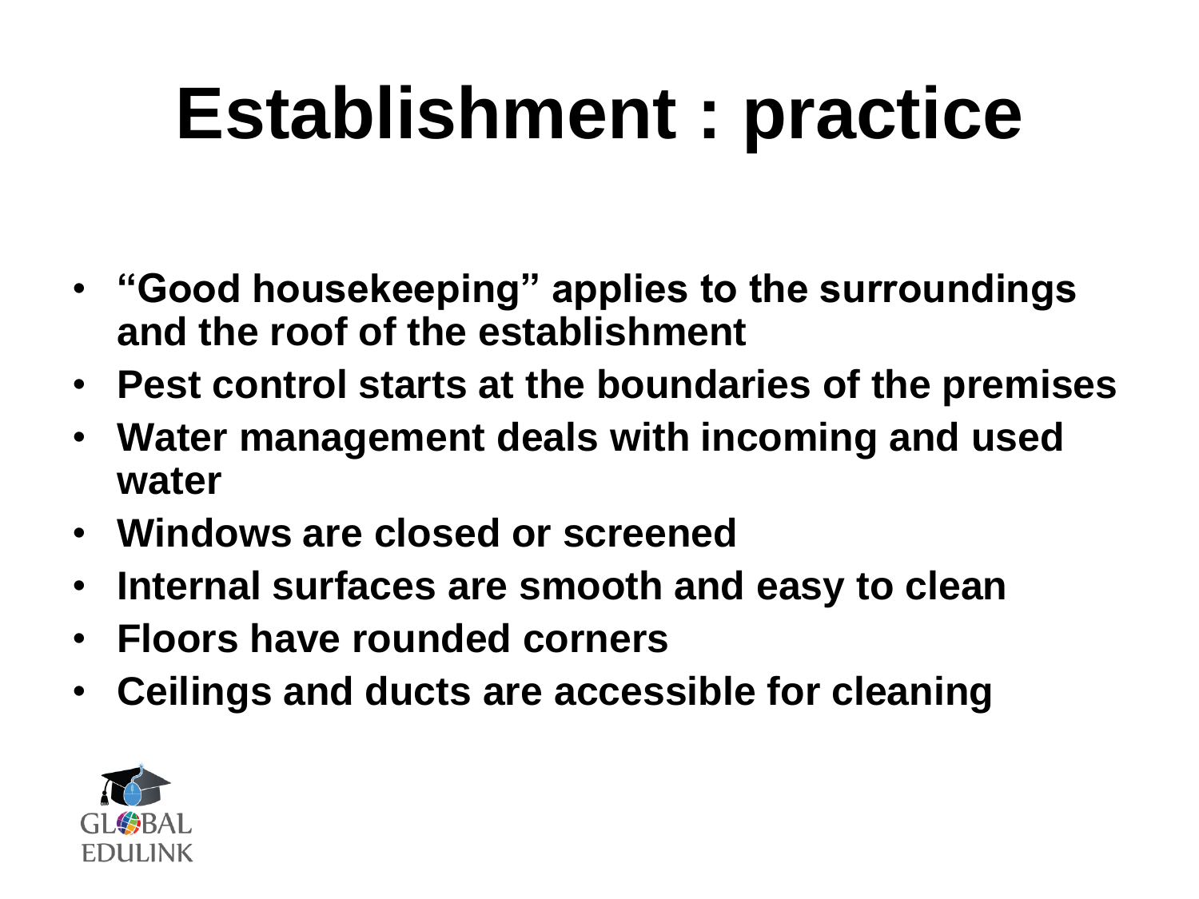# Establishment : practice

- **"Good housekeeping" applies to the surroundings and the roof of the establishment**
- **Pest control starts at the boundaries of the premises**
- **Water management deals with incoming and used water**
- **Windows are closed or screened**
- **Internal surfaces are smooth and easy to clean**
- **Floors have rounded corners**
- **Ceilings and ducts are accessible for cleaning**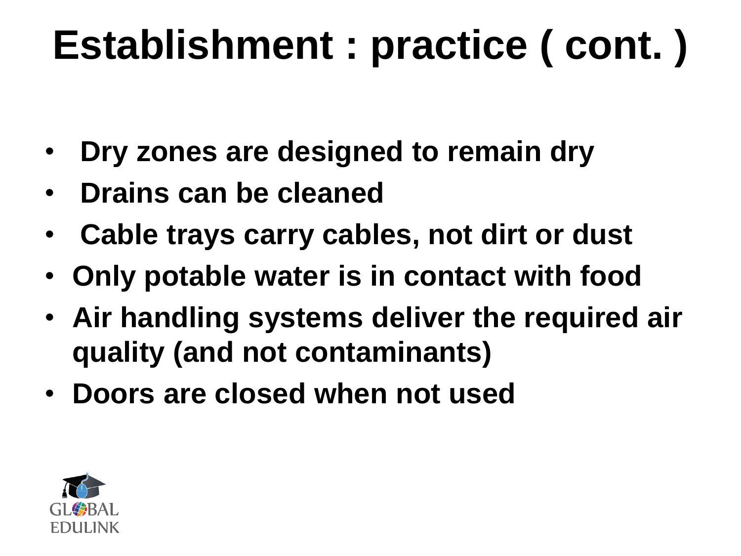# Establishment : practice ( cont. )

- Dry zones are designed to remain dry
- Drains can be cleaned
- Cable trays carry cables, not dirt or dust
- Only potable water is in contact with food
- Air handling systems deliver the required air quality (and not contaminants)
- Doors are closed when not used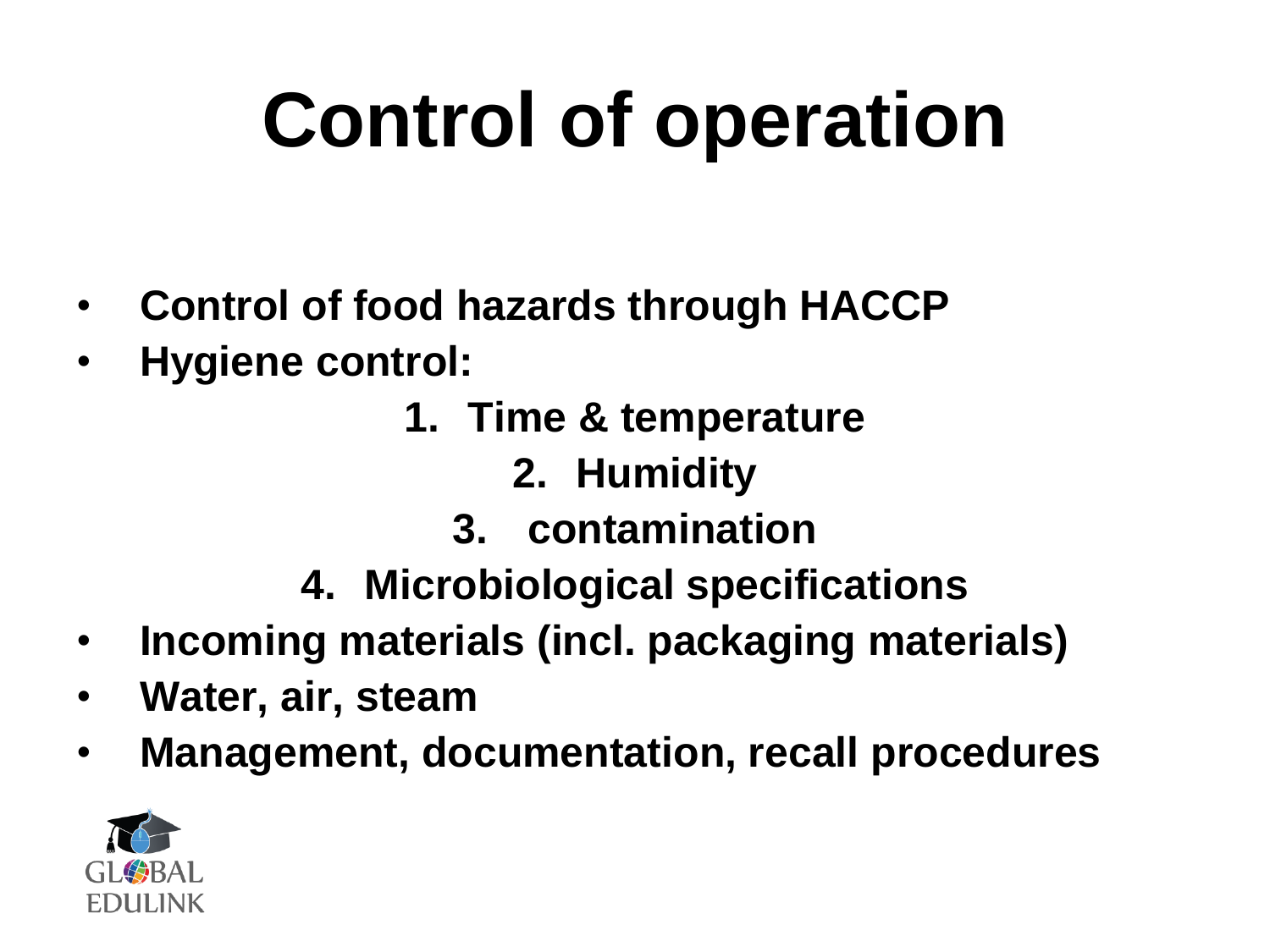# Control of operation

- Control of food hazards through HACCP
- Hygiene control:
  1. Time & temperature
  2. Humidity
  3. contamination
  4. Microbiological specifications
- Incoming materials (incl. packaging materials)
- Water, air, steam
- Management, documentation, recall procedures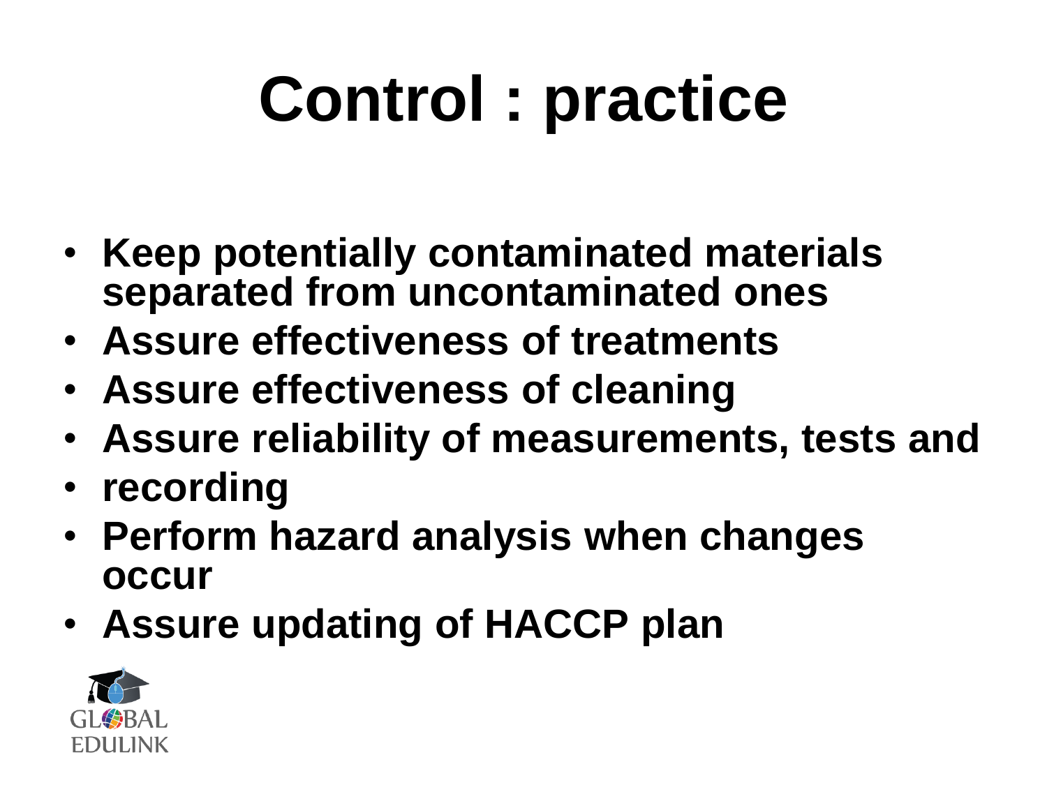# Control : practice

- **Keep potentially contaminated materials separated from uncontaminated ones**
- **Assure effectiveness of treatments**
- **Assure effectiveness of cleaning**
- **Assure reliability of measurements, tests and**
- **recording**
- **Perform hazard analysis when changes occur**
- **Assure updating of HACCP plan**

GLOBAL EDULINK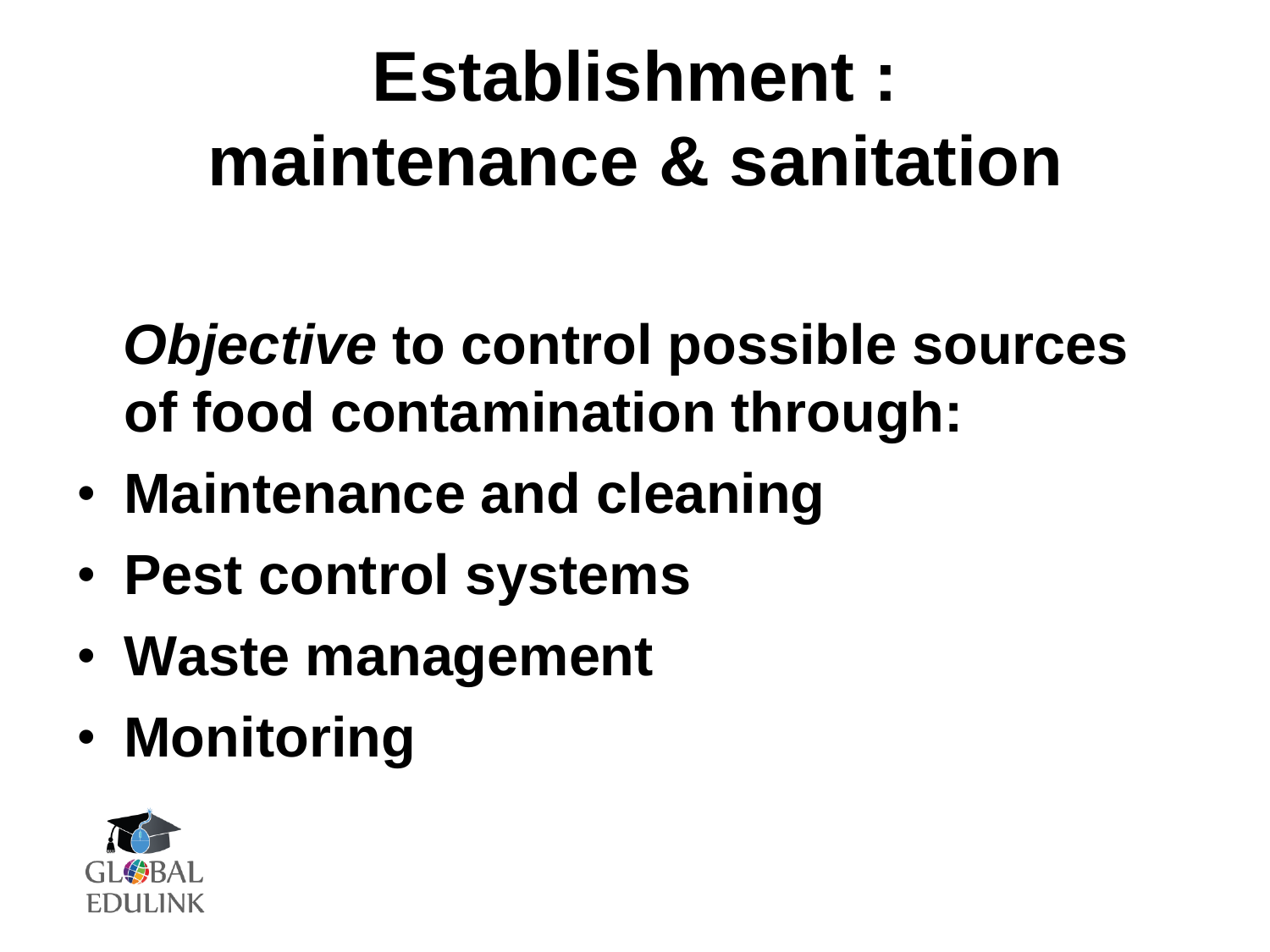# Establishment : maintenance & sanitation

*Objective* **to control possible sources of food contamination through:**

- **Maintenance and cleaning**
- **Pest control systems**
- **Waste management**
- **Monitoring**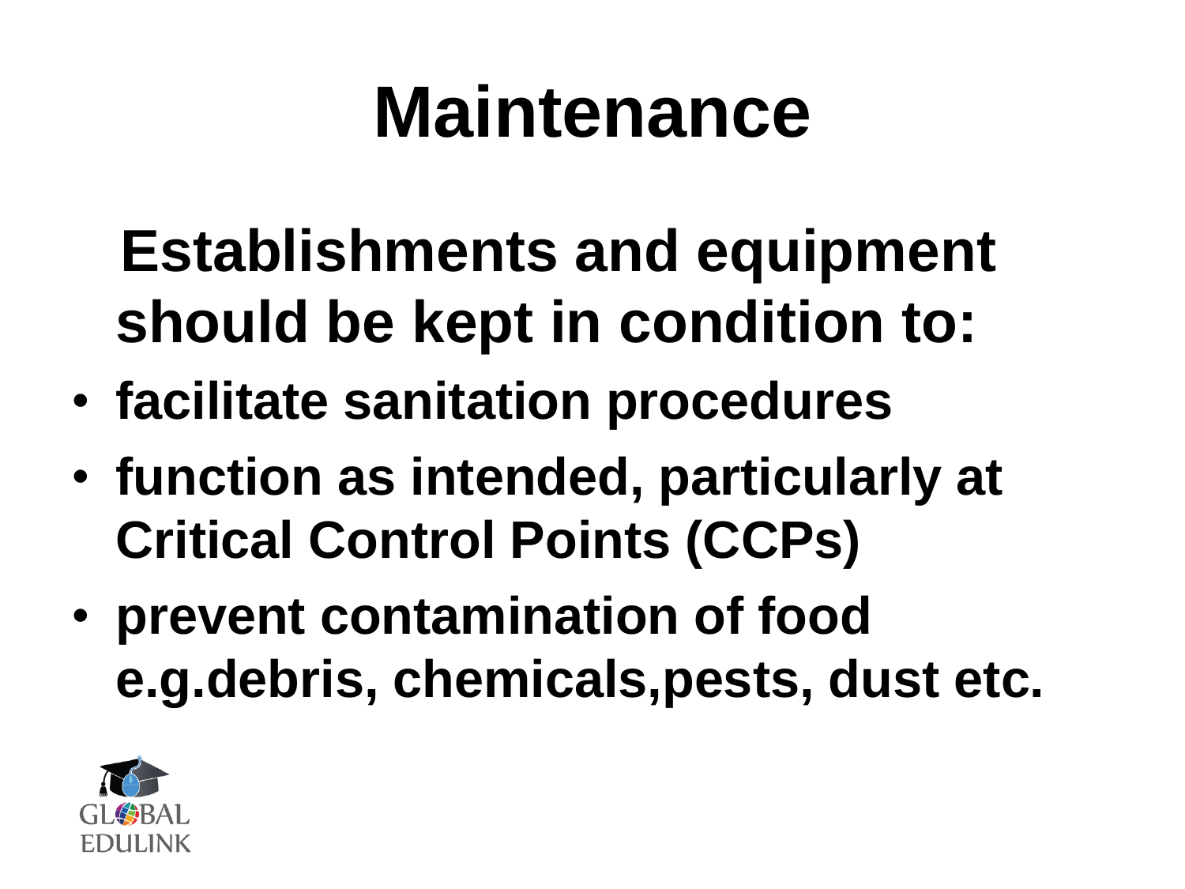# Maintenance

**Establishments and equipment should be kept in condition to:**

- **facilitate sanitation procedures**
- **function as intended, particularly at Critical Control Points (CCPs)**
- **prevent contamination of food e.g.debris, chemicals,pests, dust etc.**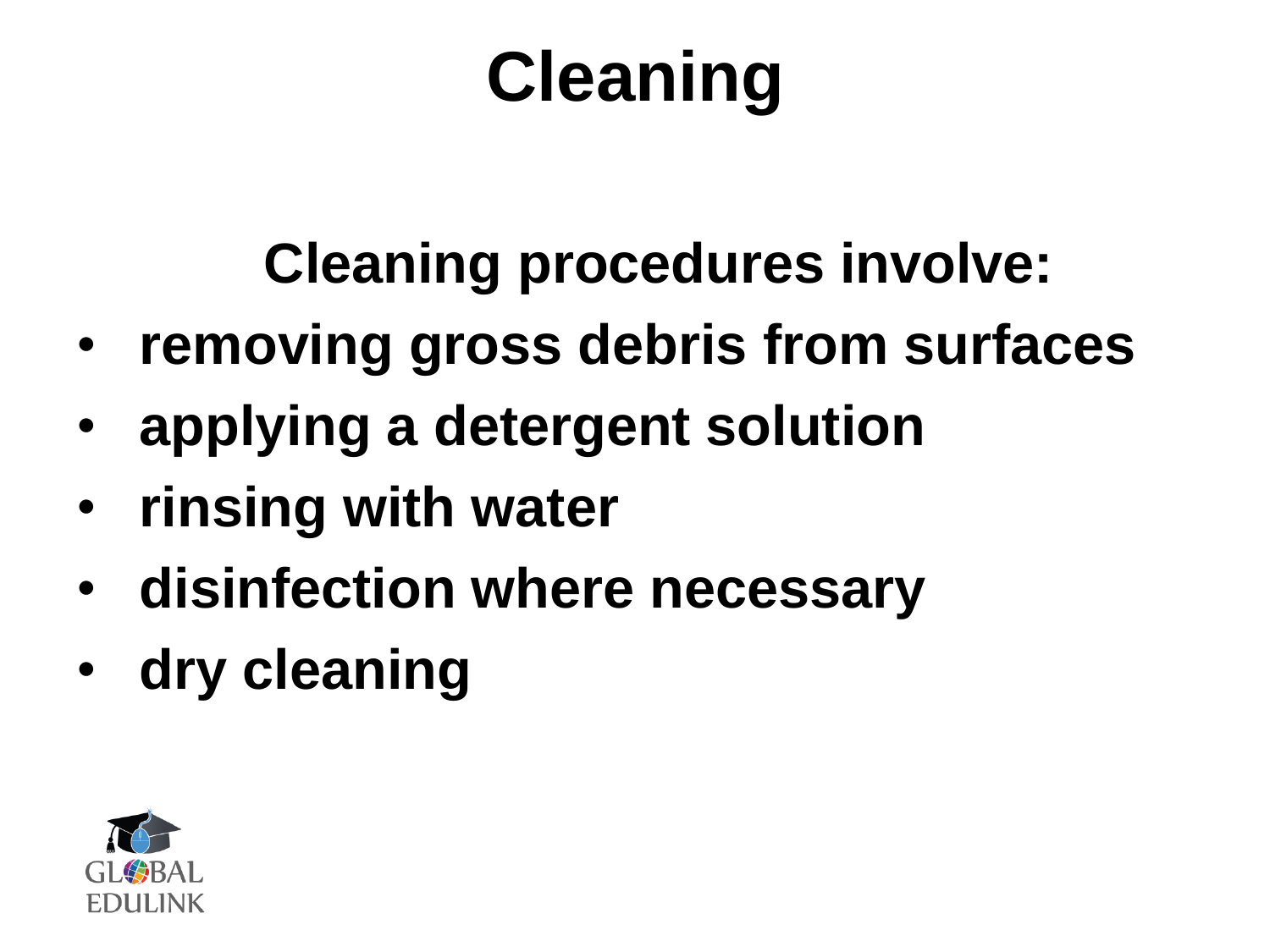# Cleaning

**Cleaning procedures involve:**

- **removing gross debris from surfaces**
- **applying a detergent solution**
- **rinsing with water**
- **disinfection where necessary**
- **dry cleaning**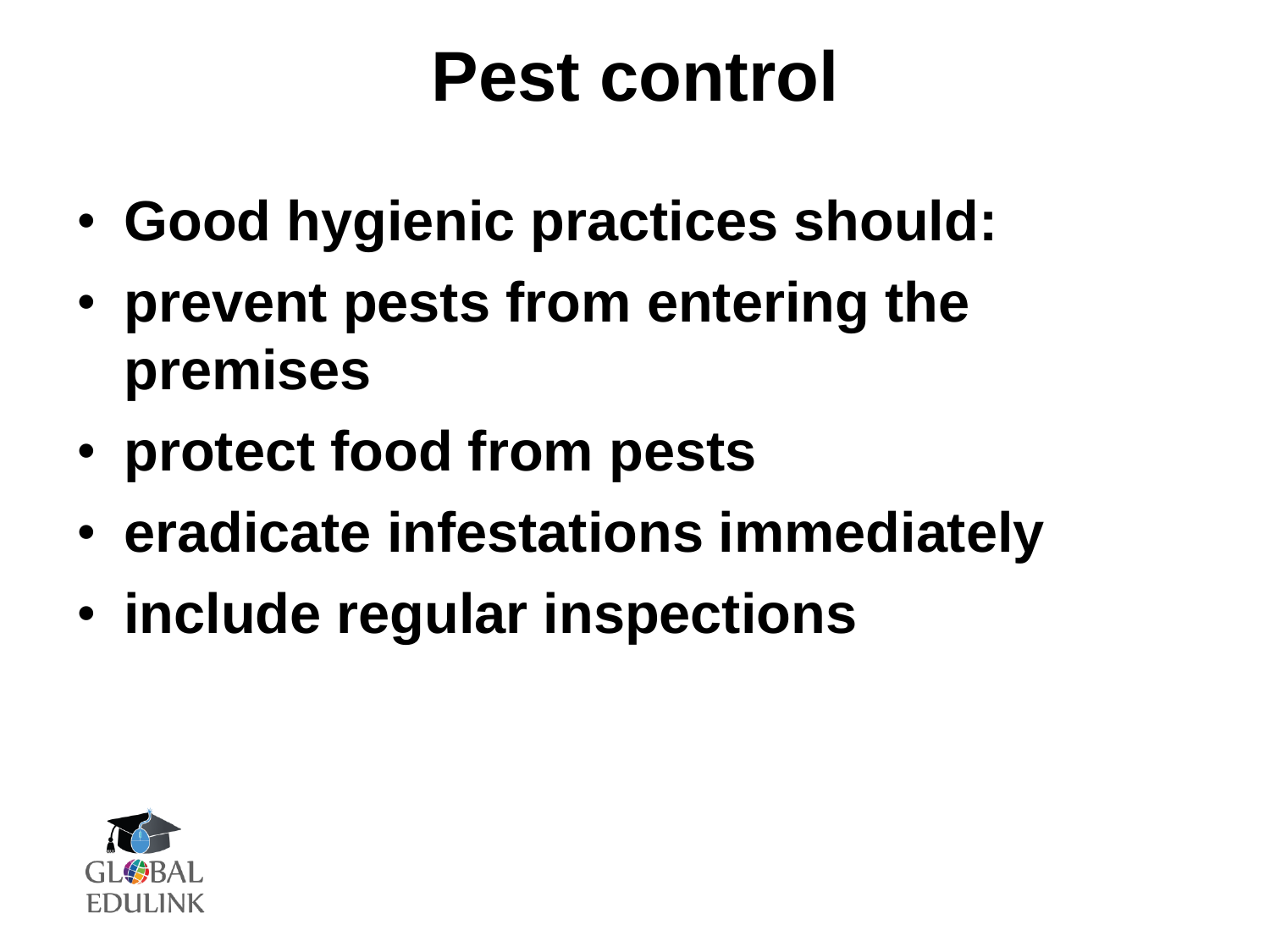# Pest control

- **Good hygienic practices should:**
- **prevent pests from entering the premises**
- **protect food from pests**
- **eradicate infestations immediately**
- **include regular inspections**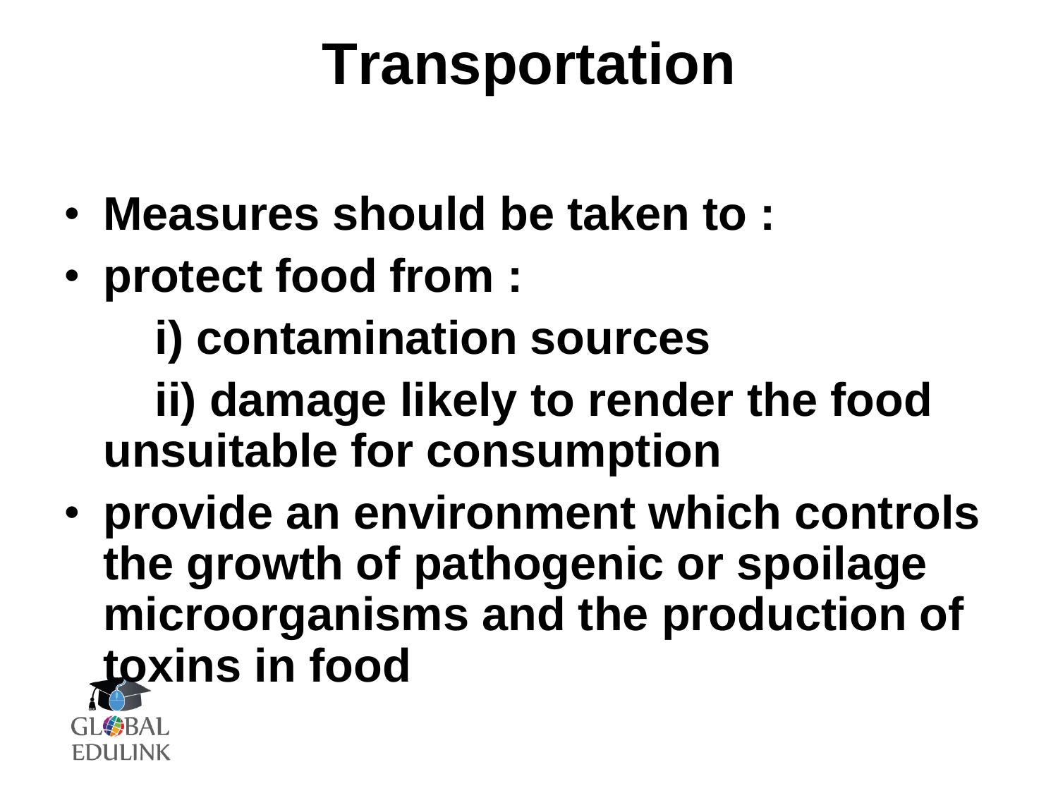# Transportation

- **Measures should be taken to :**
- **protect food from :**

  **i) contamination sources**

  **ii) damage likely to render the food unsuitable for consumption**
- **provide an environment which controls the growth of pathogenic or spoilage microorganisms and the production of toxins in food**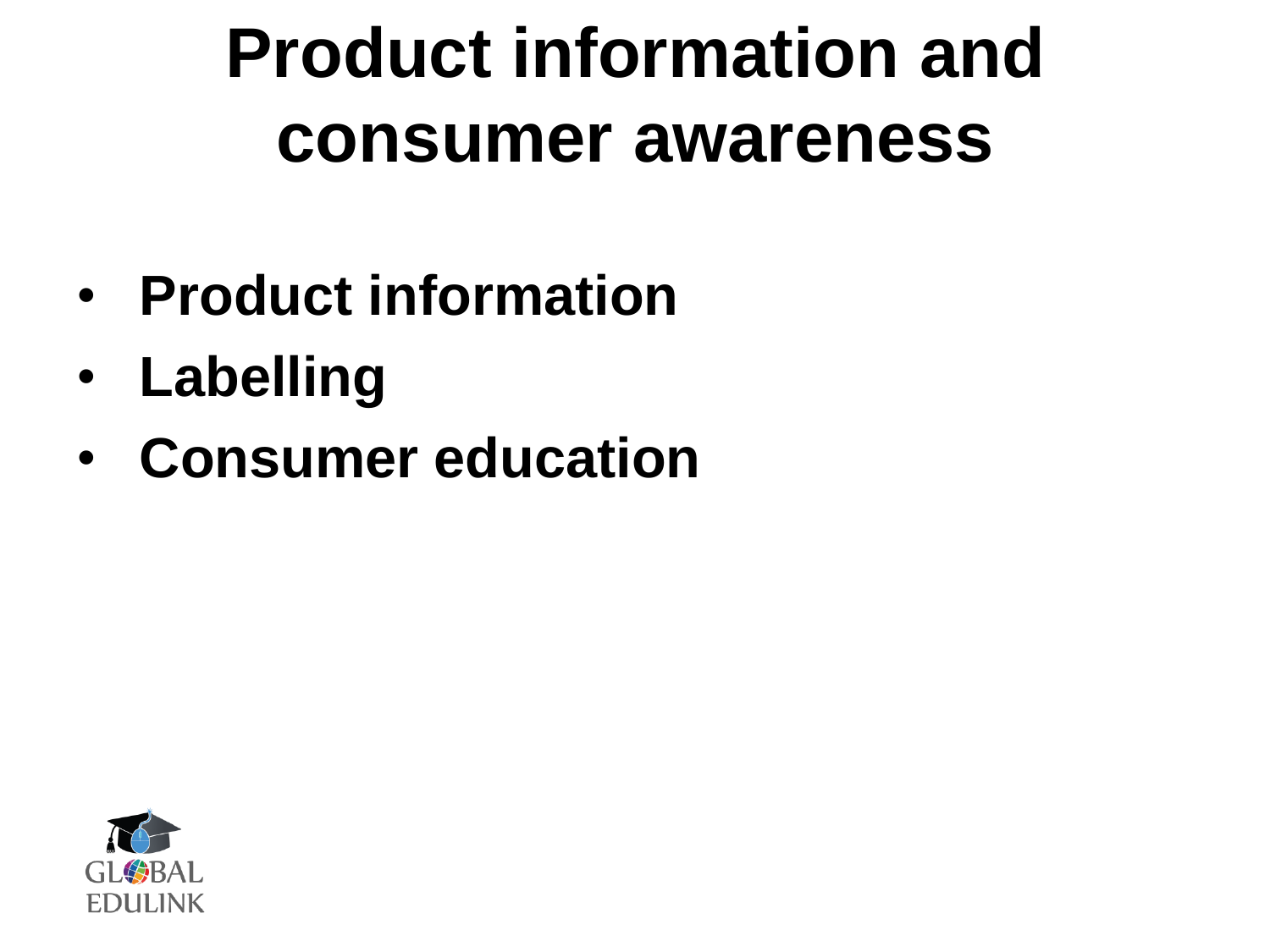# Product information and consumer awareness

- **Product information**
- **Labelling**
- **Consumer education**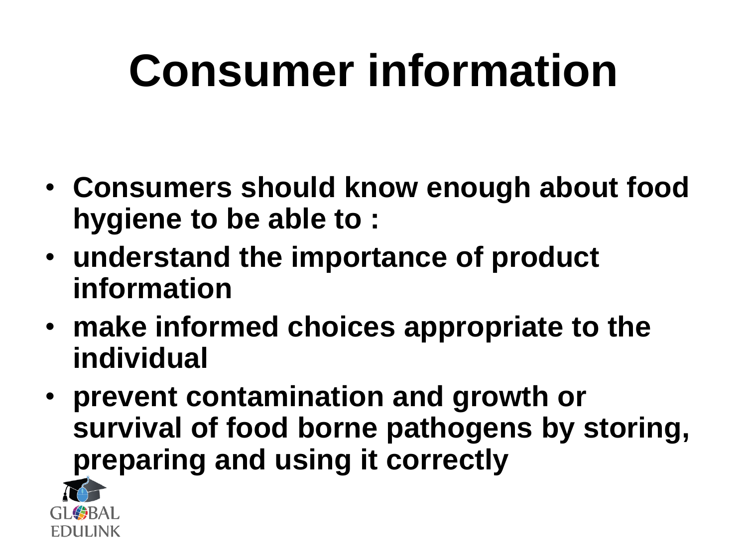# Consumer information

- **Consumers should know enough about food hygiene to be able to :**
- **understand the importance of product information**
- **make informed choices appropriate to the individual**
- **prevent contamination and growth or survival of food borne pathogens by storing, preparing and using it correctly**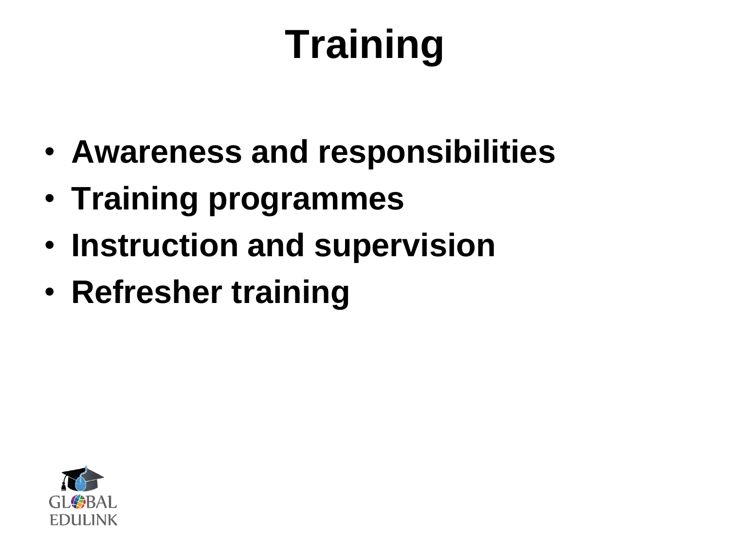# Training

- **Awareness and responsibilities**
- **Training programmes**
- **Instruction and supervision**
- **Refresher training**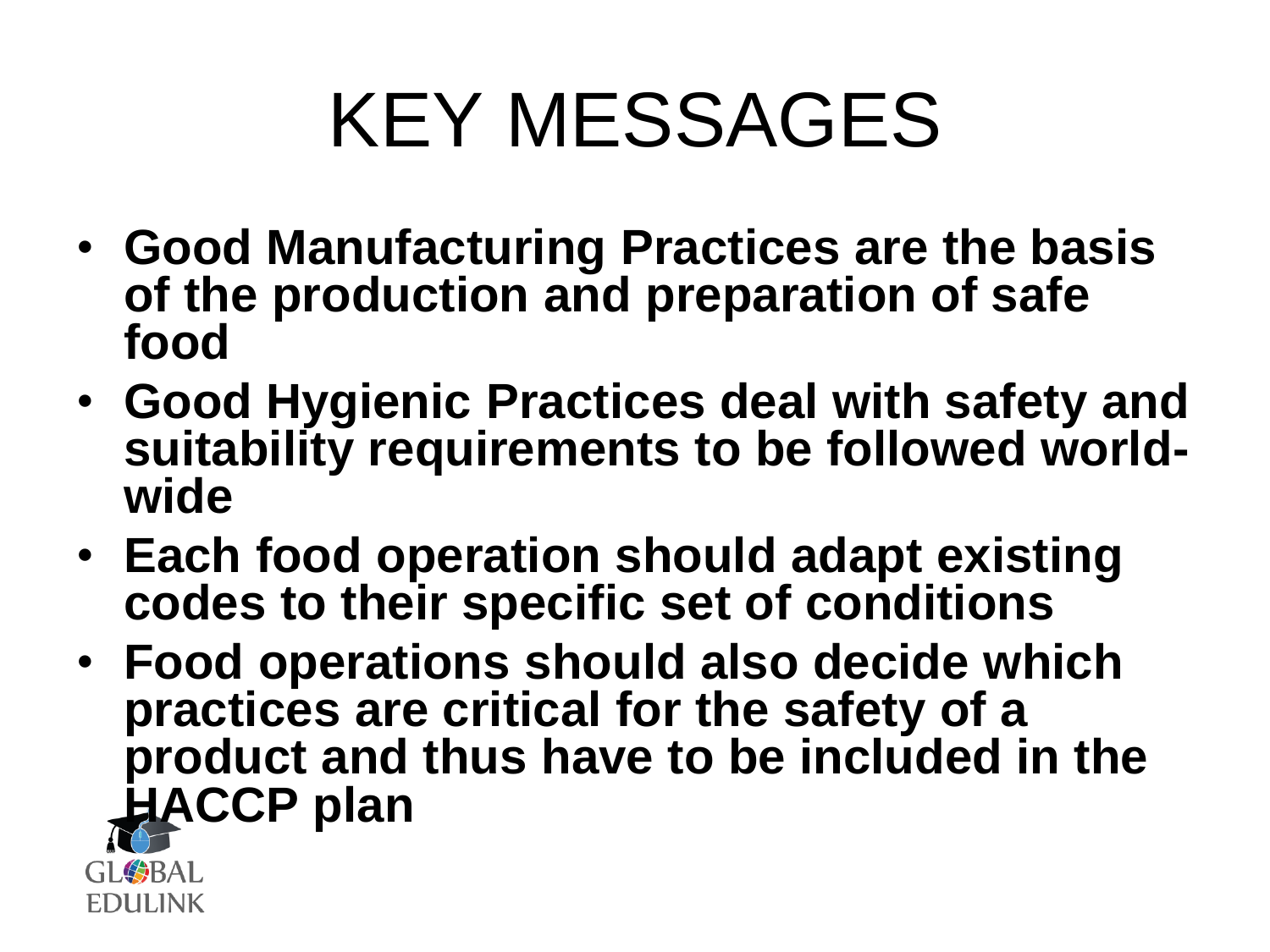# KEY MESSAGES

- **Good Manufacturing Practices are the basis of the production and preparation of safe food**
- **Good Hygienic Practices deal with safety and suitability requirements to be followed world-wide**
- **Each food operation should adapt existing codes to their specific set of conditions**
- **Food operations should also decide which practices are critical for the safety of a product and thus have to be included in the HACCP plan**

GLOBAL EDULINK